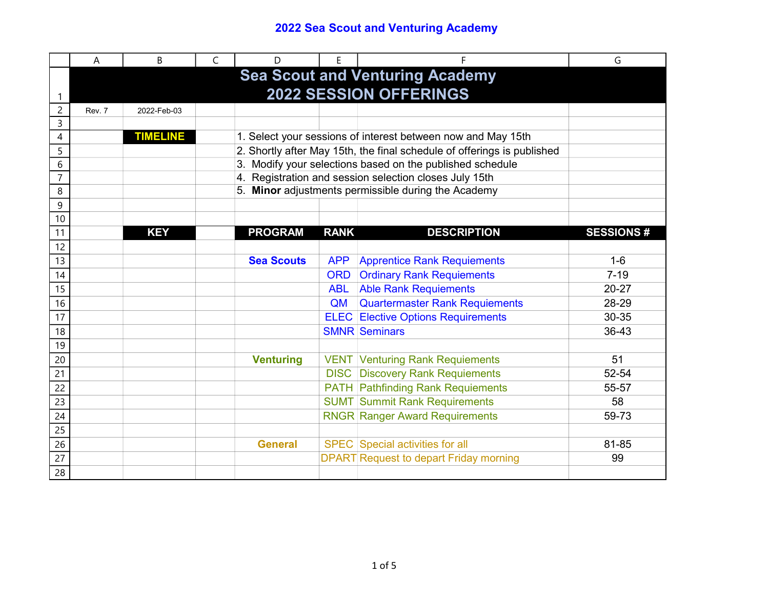# 2022 Sea Scout and Venturing Academy

## Sea Scout and Venturing Academy
## 2022 SESSION OFFERINGS

Rev. 7 | 2022-Feb-03

**TIMELINE**

1. Select your sessions of interest between now and May 15th
2. Shortly after May 15th, the final schedule of offerings is published
3. Modify your selections based on the published schedule
4. Registration and session selection closes July 15th
5. **Minor** adjustments permissible during the Academy

**KEY**

| PROGRAM | RANK | DESCRIPTION | SESSIONS # |
|---|---|---|---|
| **Sea Scouts** | APP | Apprentice Rank Requiements | 1-6 |
| | ORD | Ordinary Rank Requiements | 7-19 |
| | ABL | Able Rank Requiements | 20-27 |
| | QM | Quartermaster Rank Requiements | 28-29 |
| | ELEC | Elective Options Requirements | 30-35 |
| | SMNR | Seminars | 36-43 |
| **Venturing** | VENT | Venturing Rank Requiements | 51 |
| | DISC | Discovery Rank Requiements | 52-54 |
| | PATH | Pathfinding Rank Requiements | 55-57 |
| | SUMT | Summit Rank Requiements | 58 |
| | RNGR | Ranger Award Requirements | 59-73 |
| **General** | SPEC | Special activities for all | 81-85 |
| | DPART | Request to depart Friday morning | 99 |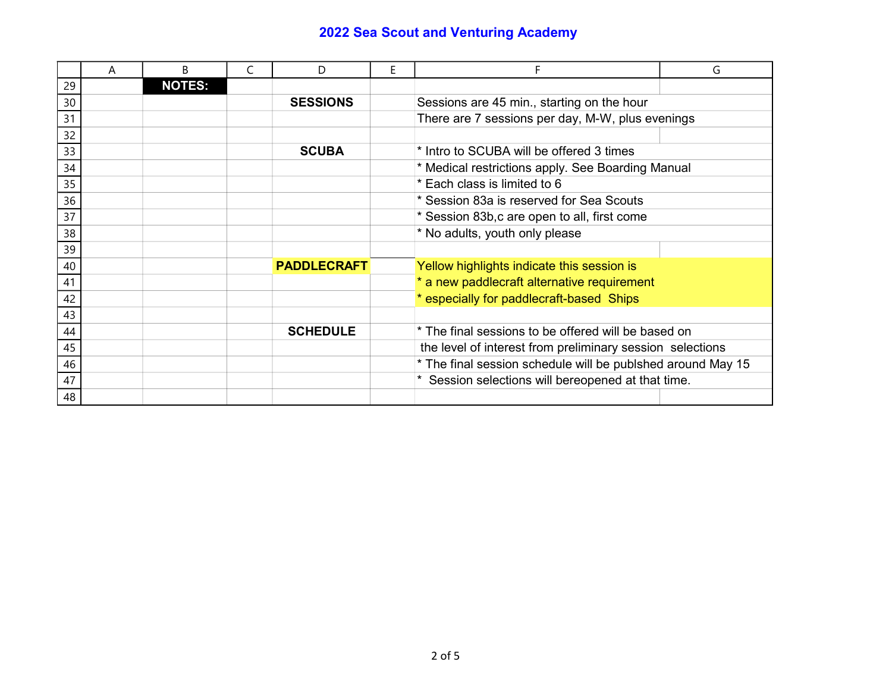# 2022 Sea Scout and Venturing Academy

| | A | B | C | D | E | F | G |
|---|---|---|---|---|---|---|---|
| 29 | | **NOTES:** | | | | | |
| 30 | | | | **SESSIONS** | | Sessions are 45 min., starting on the hour | |
| 31 | | | | | | There are 7 sessions per day, M-W, plus evenings | |
| 32 | | | | | | | |
| 33 | | | | **SCUBA** | | * Intro to SCUBA will be offered 3 times | |
| 34 | | | | | | * Medical restrictions apply. See Boarding Manual | |
| 35 | | | | | | * Each class is limited to 6 | |
| 36 | | | | | | * Session 83a is reserved for Sea Scouts | |
| 37 | | | | | | * Session 83b,c are open to all, first come | |
| 38 | | | | | | * No adults, youth only please | |
| 39 | | | | | | | |
| 40 | | | | **PADDLECRAFT** | | Yellow highlights indicate this session is | |
| 41 | | | | | | * a new paddlecraft alternative requirement | |
| 42 | | | | | | * especially for paddlecraft-based  Ships | |
| 43 | | | | | | | |
| 44 | | | | **SCHEDULE** | | * The final sessions to be offered will be based on | |
| 45 | | | | | | the level of interest from preliminary session  selections | |
| 46 | | | | | | * The final session schedule will be publshed around May 15 | |
| 47 | | | | | | *  Session selections will bereopened at that time. | |
| 48 | | | | | | | |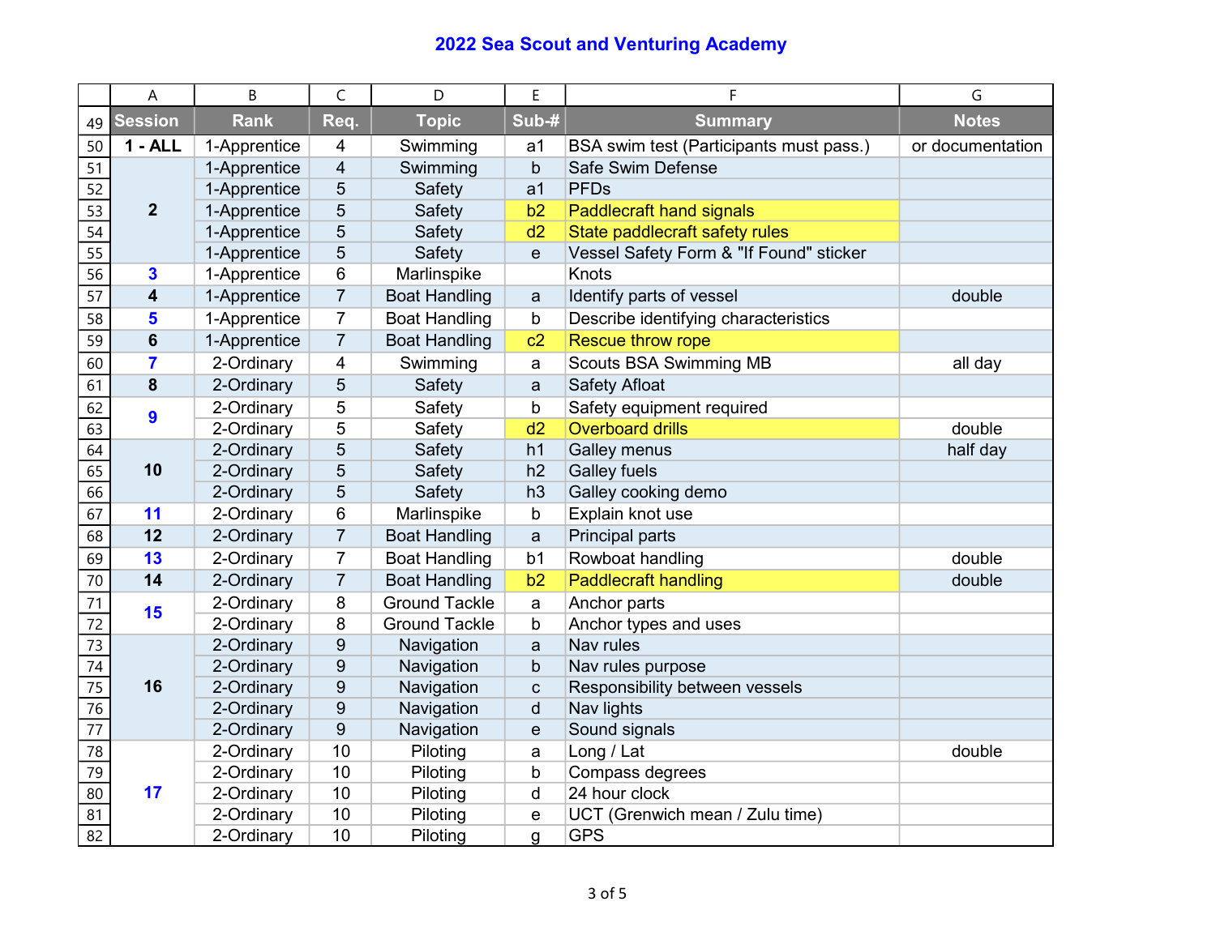# 2022 Sea Scout and Venturing Academy

| Session | Rank | Req. | Topic | Sub-# | Summary | Notes |
|---|---|---|---|---|---|---|
| 1 - ALL | 1-Apprentice | 4 | Swimming | a1 | BSA swim test (Participants must pass.) | or documentation |
| 2 | 1-Apprentice | 4 | Swimming | b | Safe Swim Defense | |
| | 1-Apprentice | 5 | Safety | a1 | PFDs | |
| | 1-Apprentice | 5 | Safety | b2 | Paddlecraft hand signals | |
| | 1-Apprentice | 5 | Safety | d2 | State paddlecraft safety rules | |
| | 1-Apprentice | 5 | Safety | e | Vessel Safety Form & "If Found" sticker | |
| 3 | 1-Apprentice | 6 | Marlinspike | | Knots | |
| 4 | 1-Apprentice | 7 | Boat Handling | a | Identify parts of vessel | double |
| 5 | 1-Apprentice | 7 | Boat Handling | b | Describe identifying characteristics | |
| 6 | 1-Apprentice | 7 | Boat Handling | c2 | Rescue throw rope | |
| 7 | 2-Ordinary | 4 | Swimming | a | Scouts BSA Swimming MB | all day |
| 8 | 2-Ordinary | 5 | Safety | a | Safety Afloat | |
| 9 | 2-Ordinary | 5 | Safety | b | Safety equipment required | |
| | 2-Ordinary | 5 | Safety | d2 | Overboard drills | double |
| 10 | 2-Ordinary | 5 | Safety | h1 | Galley menus | half day |
| | 2-Ordinary | 5 | Safety | h2 | Galley fuels | |
| | 2-Ordinary | 5 | Safety | h3 | Galley cooking demo | |
| 11 | 2-Ordinary | 6 | Marlinspike | b | Explain knot use | |
| 12 | 2-Ordinary | 7 | Boat Handling | a | Principal parts | |
| 13 | 2-Ordinary | 7 | Boat Handling | b1 | Rowboat handling | double |
| 14 | 2-Ordinary | 7 | Boat Handling | b2 | Paddlecraft handling | double |
| 15 | 2-Ordinary | 8 | Ground Tackle | a | Anchor parts | |
| | 2-Ordinary | 8 | Ground Tackle | b | Anchor types and uses | |
| 16 | 2-Ordinary | 9 | Navigation | a | Nav rules | |
| | 2-Ordinary | 9 | Navigation | b | Nav rules purpose | |
| | 2-Ordinary | 9 | Navigation | c | Responsibility between vessels | |
| | 2-Ordinary | 9 | Navigation | d | Nav lights | |
| | 2-Ordinary | 9 | Navigation | e | Sound signals | |
| 17 | 2-Ordinary | 10 | Piloting | a | Long / Lat | double |
| | 2-Ordinary | 10 | Piloting | b | Compass degrees | |
| | 2-Ordinary | 10 | Piloting | d | 24 hour clock | |
| | 2-Ordinary | 10 | Piloting | e | UCT (Grenwich mean / Zulu time) | |
| | 2-Ordinary | 10 | Piloting | g | GPS | |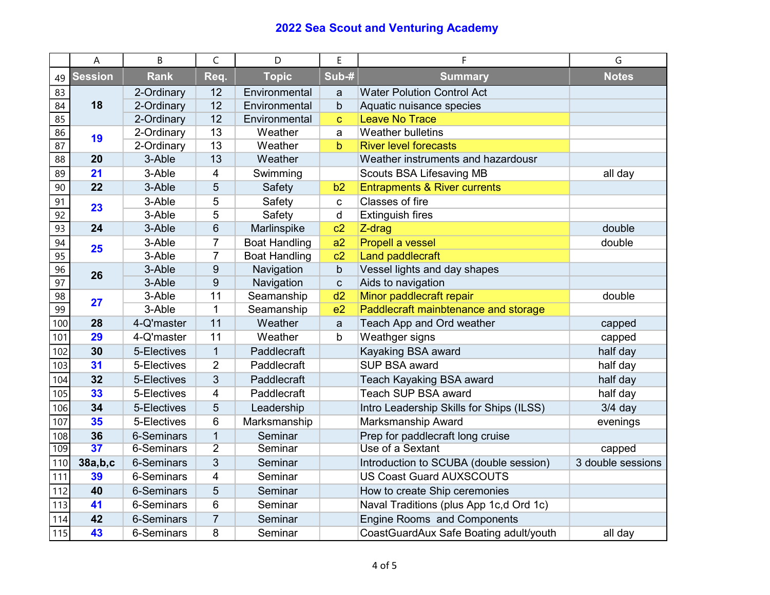# 2022 Sea Scout and Venturing Academy

| | A | B | C | D | E | F | G |
|---|---|---|---|---|---|---|---|
| 49 | Session | Rank | Req. | Topic | Sub-# | Summary | Notes |
| 83 | 18 | 2-Ordinary | 12 | Environmental | a | Water Polution Control Act | |
| 84 | | 2-Ordinary | 12 | Environmental | b | Aquatic nuisance species | |
| 85 | | 2-Ordinary | 12 | Environmental | c | Leave No Trace | |
| 86 | 19 | 2-Ordinary | 13 | Weather | a | Weather bulletins | |
| 87 | | 2-Ordinary | 13 | Weather | b | River level forecasts | |
| 88 | 20 | 3-Able | 13 | Weather | | Weather instruments and hazardousr | |
| 89 | 21 | 3-Able | 4 | Swimming | | Scouts BSA Lifesaving MB | all day |
| 90 | 22 | 3-Able | 5 | Safety | b2 | Entrapments & River currents | |
| 91 | 23 | 3-Able | 5 | Safety | c | Classes of fire | |
| 92 | | 3-Able | 5 | Safety | d | Extinguish fires | |
| 93 | 24 | 3-Able | 6 | Marlinspike | c2 | Z-drag | double |
| 94 | 25 | 3-Able | 7 | Boat Handling | a2 | Propell a vessel | double |
| 95 | | 3-Able | 7 | Boat Handling | c2 | Land paddlecraft | |
| 96 | 26 | 3-Able | 9 | Navigation | b | Vessel lights and day shapes | |
| 97 | | 3-Able | 9 | Navigation | c | Aids to navigation | |
| 98 | 27 | 3-Able | 11 | Seamanship | d2 | Minor paddlecraft repair | double |
| 99 | | 3-Able | 1 | Seamanship | e2 | Paddlecraft mainbtenance and storage | |
| 100 | 28 | 4-Q'master | 11 | Weather | a | Teach App and Ord weather | capped |
| 101 | 29 | 4-Q'master | 11 | Weather | b | Weathger signs | capped |
| 102 | 30 | 5-Electives | 1 | Paddlecraft | | Kayaking BSA award | half day |
| 103 | 31 | 5-Electives | 2 | Paddlecraft | | SUP BSA award | half day |
| 104 | 32 | 5-Electives | 3 | Paddlecraft | | Teach Kayaking BSA award | half day |
| 105 | 33 | 5-Electives | 4 | Paddlecraft | | Teach SUP BSA award | half day |
| 106 | 34 | 5-Electives | 5 | Leadership | | Intro Leadership Skills for Ships (ILSS) | 3/4 day |
| 107 | 35 | 5-Electives | 6 | Marksmanship | | Marksmanship Award | evenings |
| 108 | 36 | 6-Seminars | 1 | Seminar | | Prep for paddlecraft long cruise | |
| 109 | 37 | 6-Seminars | 2 | Seminar | | Use of a Sextant | capped |
| 110 | 38a,b,c | 6-Seminars | 3 | Seminar | | Introduction to SCUBA (double session) | 3 double sessions |
| 111 | 39 | 6-Seminars | 4 | Seminar | | US Coast Guard AUXSCOUTS | |
| 112 | 40 | 6-Seminars | 5 | Seminar | | How to create Ship ceremonies | |
| 113 | 41 | 6-Seminars | 6 | Seminar | | Naval Traditions (plus App 1c,d Ord 1c) | |
| 114 | 42 | 6-Seminars | 7 | Seminar | | Engine Rooms and Components | |
| 115 | 43 | 6-Seminars | 8 | Seminar | | CoastGuardAux Safe Boating adult/youth | all day |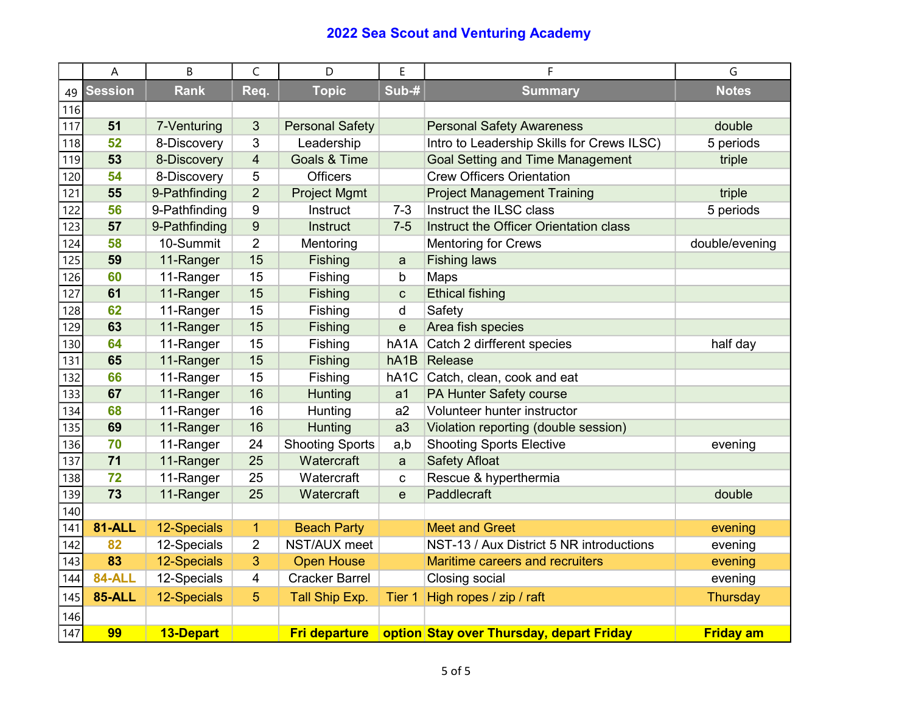# 2022 Sea Scout and Venturing Academy

| | A | B | C | D | E | F | G |
|---|---|---|---|---|---|---|---|
| 49 | Session | Rank | Req. | Topic | Sub-# | Summary | Notes |
| 116 | | | | | | | |
| 117 | **51** | 7-Venturing | 3 | Personal Safety | | Personal Safety Awareness | double |
| 118 | **52** | 8-Discovery | 3 | Leadership | | Intro to Leadership Skills for Crews ILSC) | 5 periods |
| 119 | **53** | 8-Discovery | 4 | Goals & Time | | Goal Setting and Time Management | triple |
| 120 | **54** | 8-Discovery | 5 | Officers | | Crew Officers Orientation | |
| 121 | **55** | 9-Pathfinding | 2 | Project Mgmt | | Project Management Training | triple |
| 122 | **56** | 9-Pathfinding | 9 | Instruct | 7-3 | Instruct the ILSC class | 5 periods |
| 123 | **57** | 9-Pathfinding | 9 | Instruct | 7-5 | Instruct the Officer Orientation class | |
| 124 | **58** | 10-Summit | 2 | Mentoring | | Mentoring for Crews | double/evening |
| 125 | **59** | 11-Ranger | 15 | Fishing | a | Fishing laws | |
| 126 | **60** | 11-Ranger | 15 | Fishing | b | Maps | |
| 127 | **61** | 11-Ranger | 15 | Fishing | c | Ethical fishing | |
| 128 | **62** | 11-Ranger | 15 | Fishing | d | Safety | |
| 129 | **63** | 11-Ranger | 15 | Fishing | e | Area fish species | |
| 130 | **64** | 11-Ranger | 15 | Fishing | hA1A | Catch 2 dirfferent species | half day |
| 131 | **65** | 11-Ranger | 15 | Fishing | hA1B | Release | |
| 132 | **66** | 11-Ranger | 15 | Fishing | hA1C | Catch, clean, cook and eat | |
| 133 | **67** | 11-Ranger | 16 | Hunting | a1 | PA Hunter Safety course | |
| 134 | **68** | 11-Ranger | 16 | Hunting | a2 | Volunteer hunter instructor | |
| 135 | **69** | 11-Ranger | 16 | Hunting | a3 | Violation reporting (double session) | |
| 136 | **70** | 11-Ranger | 24 | Shooting Sports | a,b | Shooting Sports Elective | evening |
| 137 | **71** | 11-Ranger | 25 | Watercraft | a | Safety Afloat | |
| 138 | **72** | 11-Ranger | 25 | Watercraft | c | Rescue & hyperthermia | |
| 139 | **73** | 11-Ranger | 25 | Watercraft | e | Paddlecraft | double |
| 140 | | | | | | | |
| 141 | **81-ALL** | 12-Specials | 1 | Beach Party | | Meet and Greet | evening |
| 142 | **82** | 12-Specials | 2 | NST/AUX meet | | NST-13 / Aux District 5 NR introductions | evening |
| 143 | **83** | 12-Specials | 3 | Open House | | Maritime careers and recruiters | evening |
| 144 | **84-ALL** | 12-Specials | 4 | Cracker Barrel | | Closing social | evening |
| 145 | **85-ALL** | 12-Specials | 5 | Tall Ship Exp. | Tier 1 | High ropes / zip / raft | Thursday |
| 146 | | | | | | | |
| 147 | **99** | **13-Depart** | | **Fri departure** | **option** | **Stay over Thursday, depart Friday** | **Friday am** |